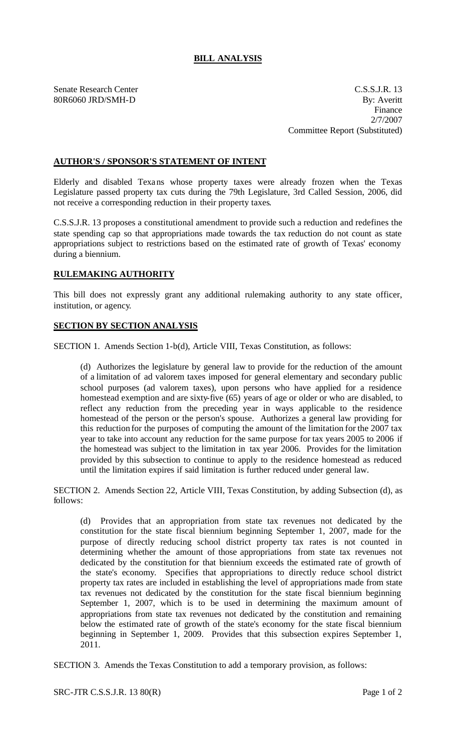## BILL ANALYSIS

Senate Research Center
80R6060 JRD/SMH-D

C.S.S.J.R. 13
By: Averitt
Finance
2/7/2007
Committee Report (Substituted)

### AUTHOR'S / SPONSOR'S STATEMENT OF INTENT

Elderly and disabled Texans whose property taxes were already frozen when the Texas Legislature passed property tax cuts during the 79th Legislature, 3rd Called Session, 2006, did not receive a corresponding reduction in their property taxes.

C.S.S.J.R. 13 proposes a constitutional amendment to provide such a reduction and redefines the state spending cap so that appropriations made towards the tax reduction do not count as state appropriations subject to restrictions based on the estimated rate of growth of Texas' economy during a biennium.

### RULEMAKING AUTHORITY

This bill does not expressly grant any additional rulemaking authority to any state officer, institution, or agency.

### SECTION BY SECTION ANALYSIS

SECTION 1. Amends Section 1-b(d), Article VIII, Texas Constitution, as follows:

(d) Authorizes the legislature by general law to provide for the reduction of the amount of a limitation of ad valorem taxes imposed for general elementary and secondary public school purposes (ad valorem taxes), upon persons who have applied for a residence homestead exemption and are sixty-five (65) years of age or older or who are disabled, to reflect any reduction from the preceding year in ways applicable to the residence homestead of the person or the person's spouse. Authorizes a general law providing for this reduction for the purposes of computing the amount of the limitation for the 2007 tax year to take into account any reduction for the same purpose for tax years 2005 to 2006 if the homestead was subject to the limitation in tax year 2006. Provides for the limitation provided by this subsection to continue to apply to the residence homestead as reduced until the limitation expires if said limitation is further reduced under general law.

SECTION 2. Amends Section 22, Article VIII, Texas Constitution, by adding Subsection (d), as follows:

(d) Provides that an appropriation from state tax revenues not dedicated by the constitution for the state fiscal biennium beginning September 1, 2007, made for the purpose of directly reducing school district property tax rates is not counted in determining whether the amount of those appropriations from state tax revenues not dedicated by the constitution for that biennium exceeds the estimated rate of growth of the state's economy. Specifies that appropriations to directly reduce school district property tax rates are included in establishing the level of appropriations made from state tax revenues not dedicated by the constitution for the state fiscal biennium beginning September 1, 2007, which is to be used in determining the maximum amount of appropriations from state tax revenues not dedicated by the constitution and remaining below the estimated rate of growth of the state's economy for the state fiscal biennium beginning in September 1, 2009. Provides that this subsection expires September 1, 2011.

SECTION 3. Amends the Texas Constitution to add a temporary provision, as follows: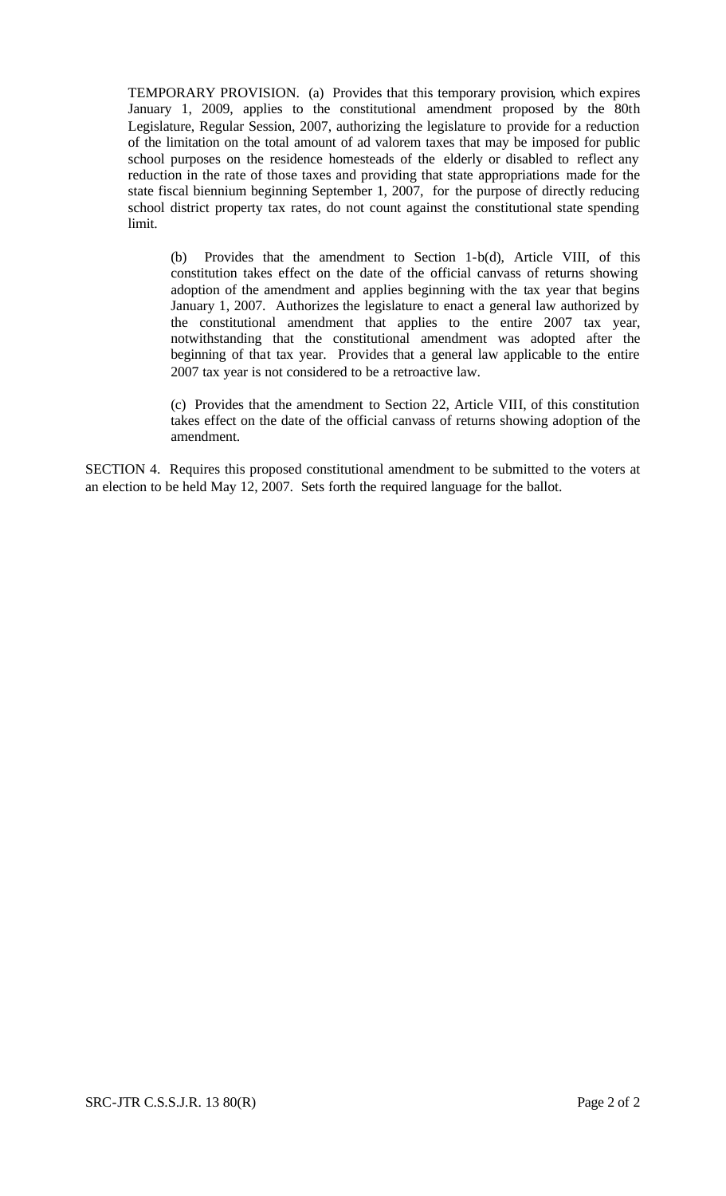TEMPORARY PROVISION. (a) Provides that this temporary provision, which expires January 1, 2009, applies to the constitutional amendment proposed by the 80th Legislature, Regular Session, 2007, authorizing the legislature to provide for a reduction of the limitation on the total amount of ad valorem taxes that may be imposed for public school purposes on the residence homesteads of the elderly or disabled to reflect any reduction in the rate of those taxes and providing that state appropriations made for the state fiscal biennium beginning September 1, 2007, for the purpose of directly reducing school district property tax rates, do not count against the constitutional state spending limit.

(b) Provides that the amendment to Section 1-b(d), Article VIII, of this constitution takes effect on the date of the official canvass of returns showing adoption of the amendment and applies beginning with the tax year that begins January 1, 2007. Authorizes the legislature to enact a general law authorized by the constitutional amendment that applies to the entire 2007 tax year, notwithstanding that the constitutional amendment was adopted after the beginning of that tax year. Provides that a general law applicable to the entire 2007 tax year is not considered to be a retroactive law.

(c) Provides that the amendment to Section 22, Article VIII, of this constitution takes effect on the date of the official canvass of returns showing adoption of the amendment.

SECTION 4. Requires this proposed constitutional amendment to be submitted to the voters at an election to be held May 12, 2007. Sets forth the required language for the ballot.